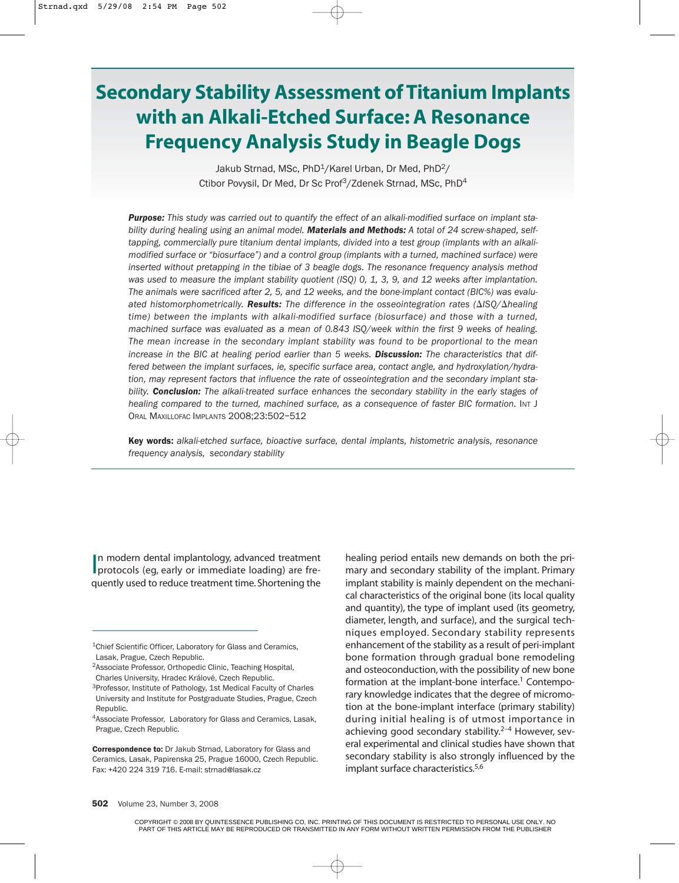# Secondary Stability Assessment of Titanium Implants with an Alkali-Etched Surface: A Resonance Frequency Analysis Study in Beagle Dogs

Jakub Strnad, MSc, PhD[1]/Karel Urban, Dr Med, PhD[2]/
Ctibor Povysil, Dr Med, Dr Sc Prof[3]/Zdenek Strnad, MSc, PhD[4]

***Purpose:*** *This study was carried out to quantify the effect of an alkali-modified surface on implant stability during healing using an animal model.* ***Materials and Methods:*** *A total of 24 screw-shaped, self-tapping, commercially pure titanium dental implants, divided into a test group (implants with an alkali-modified surface or "biosurface") and a control group (implants with a turned, machined surface) were inserted without pretapping in the tibiae of 3 beagle dogs. The resonance frequency analysis method was used to measure the implant stability quotient (ISQ) 0, 1, 3, 9, and 12 weeks after implantation. The animals were sacrificed after 2, 5, and 12 weeks, and the bone-implant contact (BIC%) was evaluated histomorphometrically.* ***Results:*** *The difference in the osseointegration rates (ΔISQ/Δhealing time) between the implants with alkali-modified surface (biosurface) and those with a turned, machined surface was evaluated as a mean of 0.843 ISQ/week within the first 9 weeks of healing. The mean increase in the secondary implant stability was found to be proportional to the mean increase in the BIC at healing period earlier than 5 weeks.* ***Discussion:*** *The characteristics that differed between the implant surfaces, ie, specific surface area, contact angle, and hydroxylation/hydration, may represent factors that influence the rate of osseointegration and the secondary implant stability.* ***Conclusion:*** *The alkali-treated surface enhances the secondary stability in the early stages of healing compared to the turned, machined surface, as a consequence of faster BIC formation.* INT J ORAL MAXILLOFAC IMPLANTS 2008;23:502–512

**Key words:** *alkali-etched surface, bioactive surface, dental implants, histometric analysis, resonance frequency analysis, secondary stability*

In modern dental implantology, advanced treatment protocols (eg, early or immediate loading) are frequently used to reduce treatment time. Shortening the healing period entails new demands on both the primary and secondary stability of the implant. Primary implant stability is mainly dependent on the mechanical characteristics of the original bone (its local quality and quantity), the type of implant used (its geometry, diameter, length, and surface), and the surgical techniques employed. Secondary stability represents enhancement of the stability as a result of peri-implant bone formation through gradual bone remodeling and osteoconduction, with the possibility of new bone formation at the implant-bone interface.[1] Contemporary knowledge indicates that the degree of micromotion at the bone-implant interface (primary stability) during initial healing is of utmost importance in achieving good secondary stability.[2–4] However, several experimental and clinical studies have shown that secondary stability is also strongly influenced by the implant surface characteristics.[5,6]

---

[1]Chief Scientific Officer, Laboratory for Glass and Ceramics, Lasak, Prague, Czech Republic.

[2]Associate Professor, Orthopedic Clinic, Teaching Hospital, Charles University, Hradec Králové, Czech Republic.

[3]Professor, Institute of Pathology, 1st Medical Faculty of Charles University and Institute for Postgraduate Studies, Prague, Czech Republic.

[4]Associate Professor, Laboratory for Glass and Ceramics, Lasak, Prague, Czech Republic.

**Correspondence to:** Dr Jakub Strnad, Laboratory for Glass and Ceramics, Lasak, Papirenska 25, Prague 16000, Czech Republic. Fax: +420 224 319 716. E-mail: strnad@lasak.cz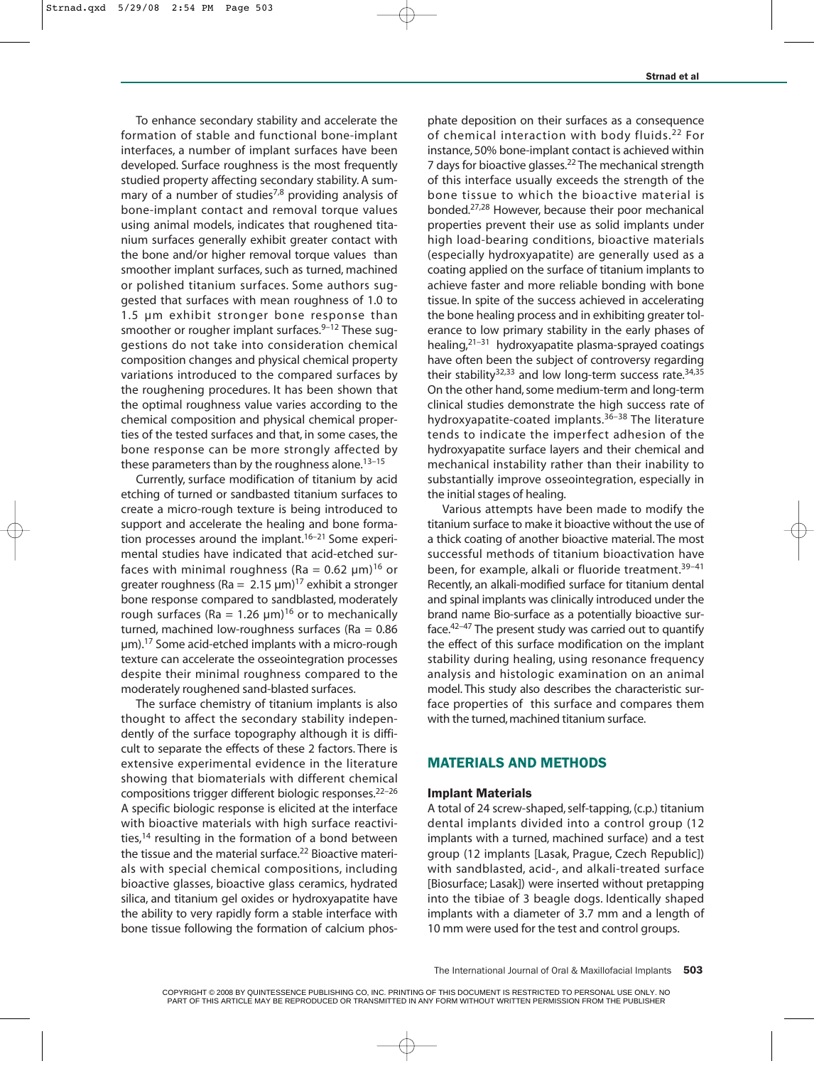To enhance secondary stability and accelerate the formation of stable and functional bone-implant interfaces, a number of implant surfaces have been developed. Surface roughness is the most frequently studied property affecting secondary stability. A summary of a number of studies[7,8] providing analysis of bone-implant contact and removal torque values using animal models, indicates that roughened titanium surfaces generally exhibit greater contact with the bone and/or higher removal torque values than smoother implant surfaces, such as turned, machined or polished titanium surfaces. Some authors suggested that surfaces with mean roughness of 1.0 to 1.5 µm exhibit stronger bone response than smoother or rougher implant surfaces.[9–12] These suggestions do not take into consideration chemical composition changes and physical chemical property variations introduced to the compared surfaces by the roughening procedures. It has been shown that the optimal roughness value varies according to the chemical composition and physical chemical properties of the tested surfaces and that, in some cases, the bone response can be more strongly affected by these parameters than by the roughness alone.[13–15]

Currently, surface modification of titanium by acid etching of turned or sandbasted titanium surfaces to create a micro-rough texture is being introduced to support and accelerate the healing and bone formation processes around the implant.[16–21] Some experimental studies have indicated that acid-etched surfaces with minimal roughness (Ra = 0.62 µm)[16] or greater roughness (Ra = 2.15 µm)[17] exhibit a stronger bone response compared to sandblasted, moderately rough surfaces (Ra = 1.26 µm)[16] or to mechanically turned, machined low-roughness surfaces (Ra = 0.86 µm).[17] Some acid-etched implants with a micro-rough texture can accelerate the osseointegration processes despite their minimal roughness compared to the moderately roughened sand-blasted surfaces.

The surface chemistry of titanium implants is also thought to affect the secondary stability independently of the surface topography although it is difficult to separate the effects of these 2 factors. There is extensive experimental evidence in the literature showing that biomaterials with different chemical compositions trigger different biologic responses.[22–26] A specific biologic response is elicited at the interface with bioactive materials with high surface reactivities,[14] resulting in the formation of a bond between the tissue and the material surface.[22] Bioactive materials with special chemical compositions, including bioactive glasses, bioactive glass ceramics, hydrated silica, and titanium gel oxides or hydroxyapatite have the ability to very rapidly form a stable interface with bone tissue following the formation of calcium phosphate deposition on their surfaces as a consequence of chemical interaction with body fluids.[22] For instance, 50% bone-implant contact is achieved within 7 days for bioactive glasses.[22] The mechanical strength of this interface usually exceeds the strength of the bone tissue to which the bioactive material is bonded.[27,28] However, because their poor mechanical properties prevent their use as solid implants under high load-bearing conditions, bioactive materials (especially hydroxyapatite) are generally used as a coating applied on the surface of titanium implants to achieve faster and more reliable bonding with bone tissue. In spite of the success achieved in accelerating the bone healing process and in exhibiting greater tolerance to low primary stability in the early phases of healing,[21–31] hydroxyapatite plasma-sprayed coatings have often been the subject of controversy regarding their stability[32,33] and low long-term success rate.[34,35] On the other hand, some medium-term and long-term clinical studies demonstrate the high success rate of hydroxyapatite-coated implants.[36–38] The literature tends to indicate the imperfect adhesion of the hydroxyapatite surface layers and their chemical and mechanical instability rather than their inability to substantially improve osseointegration, especially in the initial stages of healing.

Various attempts have been made to modify the titanium surface to make it bioactive without the use of a thick coating of another bioactive material. The most successful methods of titanium bioactivation have been, for example, alkali or fluoride treatment.[39–41] Recently, an alkali-modified surface for titanium dental and spinal implants was clinically introduced under the brand name Bio-surface as a potentially bioactive surface.[42–47] The present study was carried out to quantify the effect of this surface modification on the implant stability during healing, using resonance frequency analysis and histologic examination on an animal model. This study also describes the characteristic surface properties of this surface and compares them with the turned, machined titanium surface.

## MATERIALS AND METHODS

### Implant Materials

A total of 24 screw-shaped, self-tapping, (c.p.) titanium dental implants divided into a control group (12 implants with a turned, machined surface) and a test group (12 implants [Lasak, Prague, Czech Republic]) with sandblasted, acid-, and alkali-treated surface [Biosurface; Lasak]) were inserted without pretapping into the tibiae of 3 beagle dogs. Identically shaped implants with a diameter of 3.7 mm and a length of 10 mm were used for the test and control groups.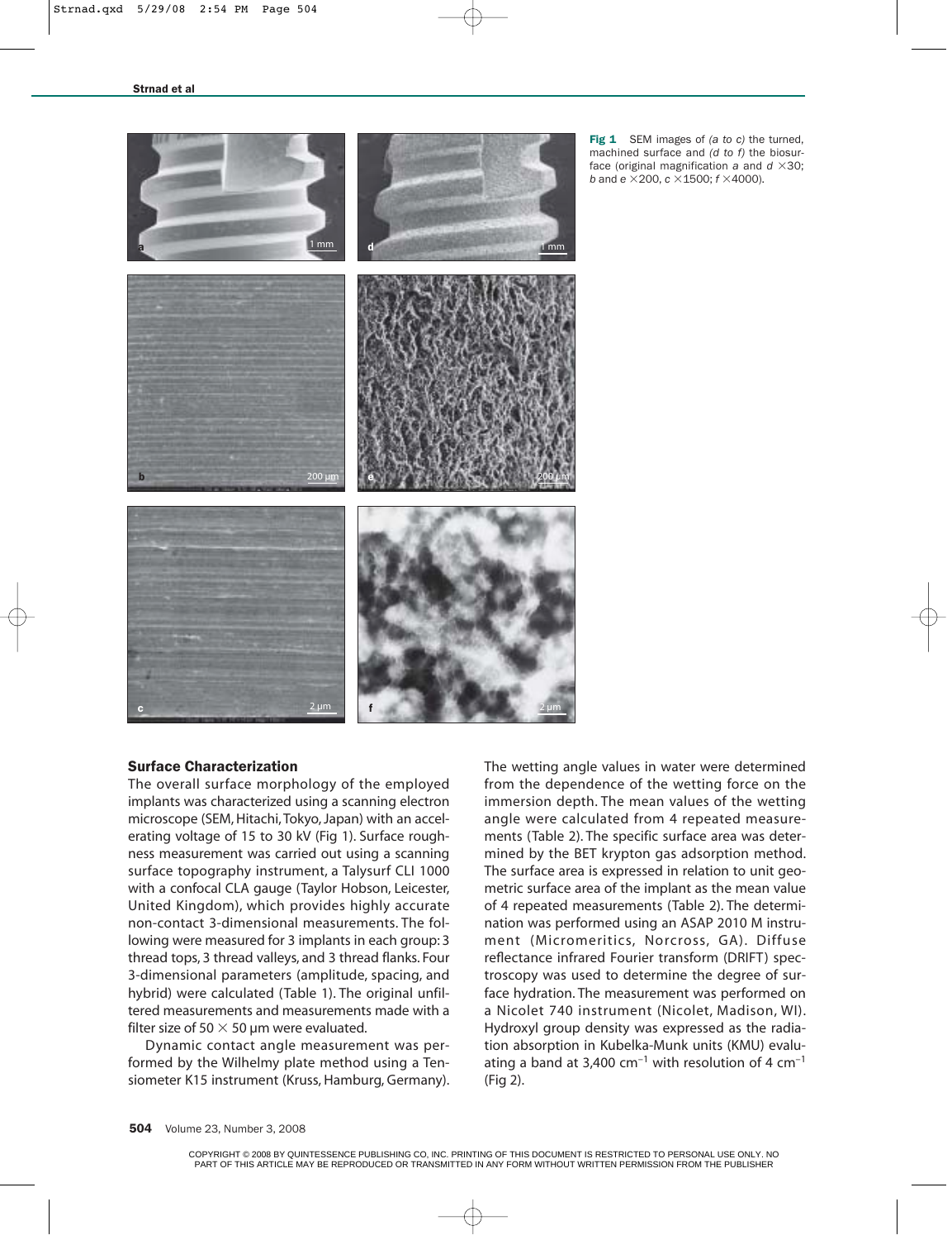**Fig 1** SEM images of *(a to c)* the turned, machined surface and *(d to f)* the biosurface (original magnification *a* and *d* ×30; *b* and *e* ×200, *c* ×1500; *f* ×4000).

### Surface Characterization

The overall surface morphology of the employed implants was characterized using a scanning electron microscope (SEM, Hitachi, Tokyo, Japan) with an accelerating voltage of 15 to 30 kV (Fig 1). Surface roughness measurement was carried out using a scanning surface topography instrument, a Talysurf CLI 1000 with a confocal CLA gauge (Taylor Hobson, Leicester, United Kingdom), which provides highly accurate non-contact 3-dimensional measurements. The following were measured for 3 implants in each group: 3 thread tops, 3 thread valleys, and 3 thread flanks. Four 3-dimensional parameters (amplitude, spacing, and hybrid) were calculated (Table 1). The original unfiltered measurements and measurements made with a filter size of 50 × 50 µm were evaluated.

Dynamic contact angle measurement was performed by the Wilhelmy plate method using a Tensiometer K15 instrument (Kruss, Hamburg, Germany). The wetting angle values in water were determined from the dependence of the wetting force on the immersion depth. The mean values of the wetting angle were calculated from 4 repeated measurements (Table 2). The specific surface area was determined by the BET krypton gas adsorption method. The surface area is expressed in relation to unit geometric surface area of the implant as the mean value of 4 repeated measurements (Table 2). The determination was performed using an ASAP 2010 M instrument (Micromeritics, Norcross, GA). Diffuse reflectance infrared Fourier transform (DRIFT) spectroscopy was used to determine the degree of surface hydration. The measurement was performed on a Nicolet 740 instrument (Nicolet, Madison, WI). Hydroxyl group density was expressed as the radiation absorption in Kubelka-Munk units (KMU) evaluating a band at 3,400 $cm^{-1}$ with resolution of 4 $cm^{-1}$ (Fig 2).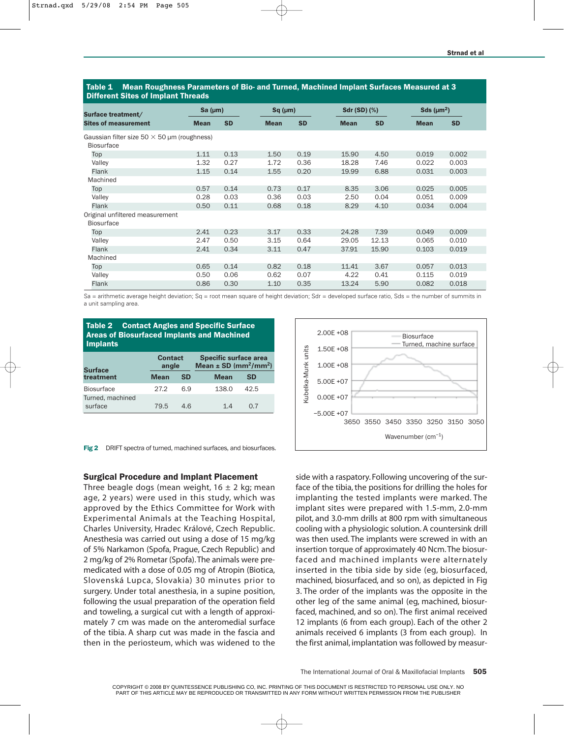**Table 1 Mean Roughness Parameters of Bio- and Turned, Machined Implant Surfaces Measured at 3 Different Sites of Implant Threads**

| Surface treatment/ Sites of measurement | Sa (μm) | | Sq (μm) | | Sdr (SD) (%) | | Sds (μm²) | |
|---|---|---|---|---|---|---|---|---|
| | Mean | SD | Mean | SD | Mean | SD | Mean | SD |
| Gaussian filter size 50 × 50 μm (roughness) | | | | | | | | |
| Biosurface | | | | | | | | |
| Top | 1.11 | 0.13 | 1.50 | 0.19 | 15.90 | 4.50 | 0.019 | 0.002 |
| Valley | 1.32 | 0.27 | 1.72 | 0.36 | 18.28 | 7.46 | 0.022 | 0.003 |
| Flank | 1.15 | 0.14 | 1.55 | 0.20 | 19.99 | 6.88 | 0.031 | 0.003 |
| Machined | | | | | | | | |
| Top | 0.57 | 0.14 | 0.73 | 0.17 | 8.35 | 3.06 | 0.025 | 0.005 |
| Valley | 0.28 | 0.03 | 0.36 | 0.03 | 2.50 | 0.04 | 0.051 | 0.009 |
| Flank | 0.50 | 0.11 | 0.68 | 0.18 | 8.29 | 4.10 | 0.034 | 0.004 |
| Original unfiltered measurement | | | | | | | | |
| Biosurface | | | | | | | | |
| Top | 2.41 | 0.23 | 3.17 | 0.33 | 24.28 | 7.39 | 0.049 | 0.009 |
| Valley | 2.47 | 0.50 | 3.15 | 0.64 | 29.05 | 12.13 | 0.065 | 0.010 |
| Flank | 2.41 | 0.34 | 3.11 | 0.47 | 37.91 | 15.90 | 0.103 | 0.019 |
| Machined | | | | | | | | |
| Top | 0.65 | 0.14 | 0.82 | 0.18 | 11.41 | 3.67 | 0.057 | 0.013 |
| Valley | 0.50 | 0.06 | 0.62 | 0.07 | 4.22 | 0.41 | 0.115 | 0.019 |
| Flank | 0.86 | 0.30 | 1.10 | 0.35 | 13.24 | 5.90 | 0.082 | 0.018 |

Sa = arithmetic average height deviation; Sq = root mean square of height deviation; Sdr = developed surface ratio, Sds = the number of summits in a unit sampling area.

**Table 2 Contact Angles and Specific Surface Areas of Biosurfaced Implants and Machined Implants**

| Surface treatment | Contact angle | | Specific surface area Mean ± SD (mm²/mm²) | |
|---|---|---|---|---|
| | Mean | SD | Mean | SD |
| Biosurface | 27.2 | 6.9 | 138.0 | 42.5 |
| Turned, machined surface | 79.5 | 4.6 | 1.4 | 0.7 |

**Fig 2** DRIFT spectra of turned, machined surfaces, and biosurfaces.

## Surgical Procedure and Implant Placement

Three beagle dogs (mean weight, 16 ± 2 kg; mean age, 2 years) were used in this study, which was approved by the Ethics Committee for Work with Experimental Animals at the Teaching Hospital, Charles University, Hradec Králové, Czech Republic. Anesthesia was carried out using a dose of 15 mg/kg of 5% Narkamon (Spofa, Prague, Czech Republic) and 2 mg/kg of 2% Rometar (Spofa). The animals were premedicated with a dose of 0.05 mg of Atropin (Biotica, Slovenská Lupca, Slovakia) 30 minutes prior to surgery. Under total anesthesia, in a supine position, following the usual preparation of the operation field and toweling, a surgical cut with a length of approximately 7 cm was made on the anteromedial surface of the tibia. A sharp cut was made in the fascia and then in the periosteum, which was widened to the side with a raspatory. Following uncovering of the surface of the tibia, the positions for drilling the holes for implanting the tested implants were marked. The implant sites were prepared with 1.5-mm, 2.0-mm pilot, and 3.0-mm drills at 800 rpm with simultaneous cooling with a physiologic solution. A countersink drill was then used. The implants were screwed in with an insertion torque of approximately 40 Ncm. The biosurfaced and machined implants were alternately inserted in the tibia side by side (eg, biosurfaced, machined, biosurfaced, and so on), as depicted in Fig 3. The order of the implants was the opposite in the other leg of the same animal (eg, machined, biosurfaced, machined, and so on). The first animal received 12 implants (6 from each group). Each of the other 2 animals received 6 implants (3 from each group). In the first animal, implantation was followed by measur-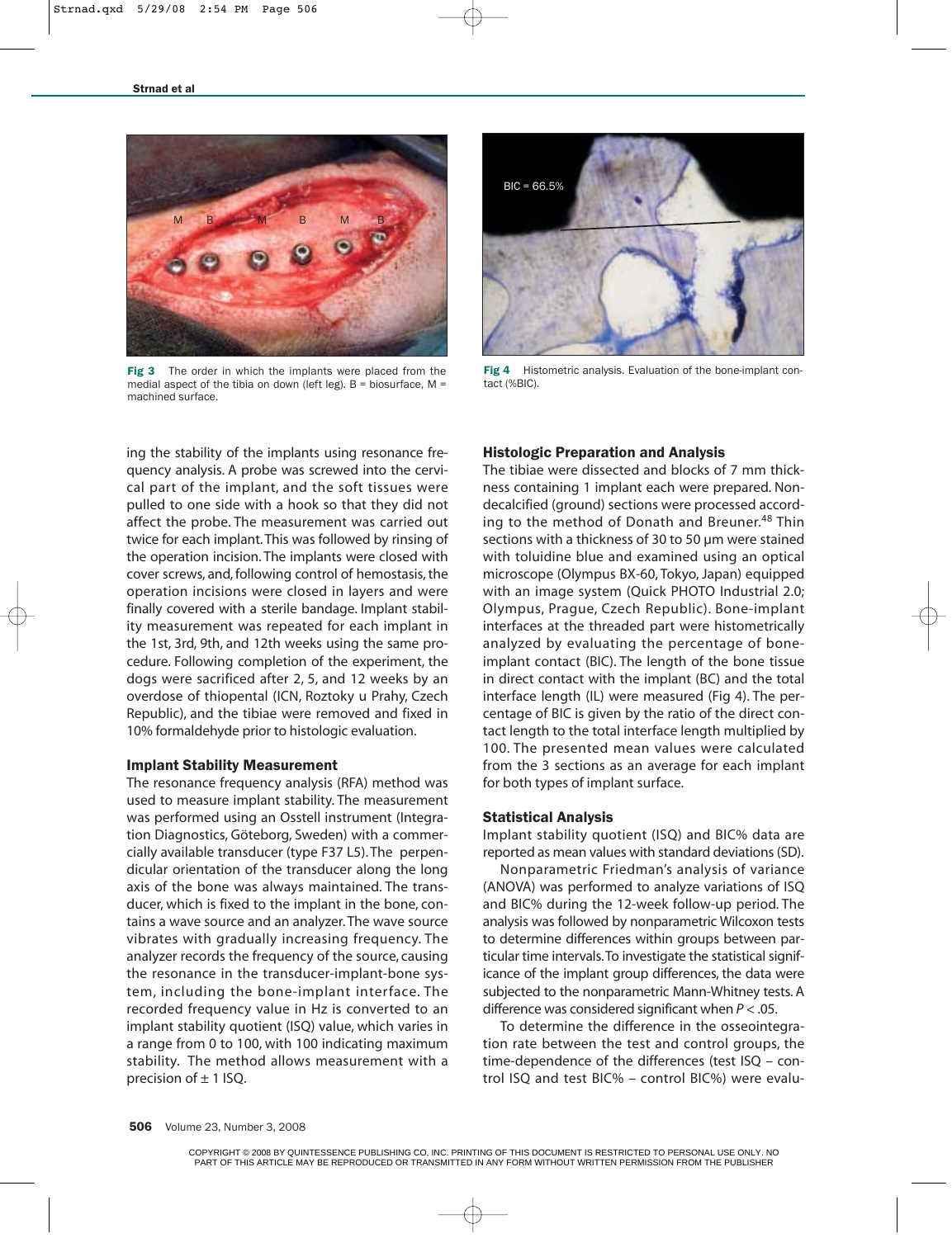Fig 3 The order in which the implants were placed from the medial aspect of the tibia on down (left leg). B = biosurface, M = machined surface.

Fig 4 Histometric analysis. Evaluation of the bone-implant contact (%BIC).

ing the stability of the implants using resonance frequency analysis. A probe was screwed into the cervical part of the implant, and the soft tissues were pulled to one side with a hook so that they did not affect the probe. The measurement was carried out twice for each implant. This was followed by rinsing of the operation incision. The implants were closed with cover screws, and, following control of hemostasis, the operation incisions were closed in layers and were finally covered with a sterile bandage. Implant stability measurement was repeated for each implant in the 1st, 3rd, 9th, and 12th weeks using the same procedure. Following completion of the experiment, the dogs were sacrificed after 2, 5, and 12 weeks by an overdose of thiopental (ICN, Roztoky u Prahy, Czech Republic), and the tibiae were removed and fixed in 10% formaldehyde prior to histologic evaluation.

### Implant Stability Measurement

The resonance frequency analysis (RFA) method was used to measure implant stability. The measurement was performed using an Osstell instrument (Integration Diagnostics, Göteborg, Sweden) with a commercially available transducer (type F37 L5). The perpendicular orientation of the transducer along the long axis of the bone was always maintained. The transducer, which is fixed to the implant in the bone, contains a wave source and an analyzer. The wave source vibrates with gradually increasing frequency. The analyzer records the frequency of the source, causing the resonance in the transducer-implant-bone system, including the bone-implant interface. The recorded frequency value in Hz is converted to an implant stability quotient (ISQ) value, which varies in a range from 0 to 100, with 100 indicating maximum stability. The method allows measurement with a precision of ± 1 ISQ.

### Histologic Preparation and Analysis

The tibiae were dissected and blocks of 7 mm thickness containing 1 implant each were prepared. Nondecalcified (ground) sections were processed according to the method of Donath and Breuner.[48] Thin sections with a thickness of 30 to 50 μm were stained with toluidine blue and examined using an optical microscope (Olympus BX-60, Tokyo, Japan) equipped with an image system (Quick PHOTO Industrial 2.0; Olympus, Prague, Czech Republic). Bone-implant interfaces at the threaded part were histometrically analyzed by evaluating the percentage of bone-implant contact (BIC). The length of the bone tissue in direct contact with the implant (BC) and the total interface length (IL) were measured (Fig 4). The percentage of BIC is given by the ratio of the direct contact length to the total interface length multiplied by 100. The presented mean values were calculated from the 3 sections as an average for each implant for both types of implant surface.

### Statistical Analysis

Implant stability quotient (ISQ) and BIC% data are reported as mean values with standard deviations (SD).

Nonparametric Friedman's analysis of variance (ANOVA) was performed to analyze variations of ISQ and BIC% during the 12-week follow-up period. The analysis was followed by nonparametric Wilcoxon tests to determine differences within groups between particular time intervals. To investigate the statistical significance of the implant group differences, the data were subjected to the nonparametric Mann-Whitney tests. A difference was considered significant when $P < .05$.

To determine the difference in the osseointegration rate between the test and control groups, the time-dependence of the differences (test ISQ – control ISQ and test BIC% – control BIC%) were evalu-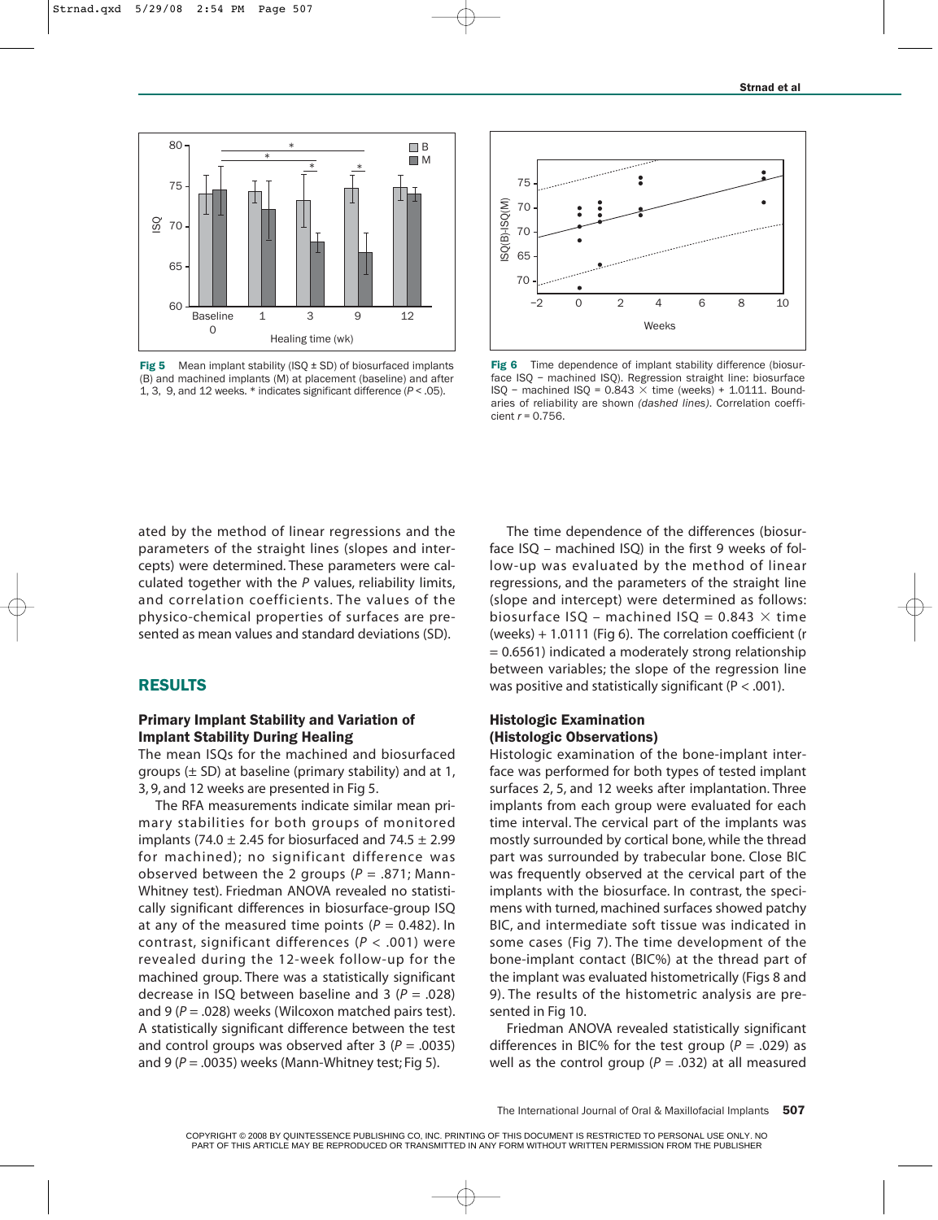Fig 5 Mean implant stability (ISQ ± SD) of biosurfaced implants (B) and machined implants (M) at placement (baseline) and after 1, 3, 9, and 12 weeks. * indicates significant difference ($P < .05$).

Fig 6 Time dependence of implant stability difference (biosurface ISQ − machined ISQ). Regression straight line: biosurface ISQ − machined ISQ = 0.843 × time (weeks) + 1.0111. Boundaries of reliability are shown *(dashed lines)*. Correlation coefficient $r = 0.756$.

ated by the method of linear regressions and the parameters of the straight lines (slopes and intercepts) were determined. These parameters were calculated together with the *P* values, reliability limits, and correlation coefficients. The values of the physico-chemical properties of surfaces are presented as mean values and standard deviations (SD).

## RESULTS

### Primary Implant Stability and Variation of Implant Stability During Healing

The mean ISQs for the machined and biosurfaced groups (± SD) at baseline (primary stability) and at 1, 3, 9, and 12 weeks are presented in Fig 5.

The RFA measurements indicate similar mean primary stabilities for both groups of monitored implants (74.0 ± 2.45 for biosurfaced and 74.5 ± 2.99 for machined); no significant difference was observed between the 2 groups ($P = .871$; Mann-Whitney test). Friedman ANOVA revealed no statistically significant differences in biosurface-group ISQ at any of the measured time points ($P = 0.482$). In contrast, significant differences ($P < .001$) were revealed during the 12-week follow-up for the machined group. There was a statistically significant decrease in ISQ between baseline and 3 ($P = .028$) and 9 ($P = .028$) weeks (Wilcoxon matched pairs test). A statistically significant difference between the test and control groups was observed after 3 ($P = .0035$) and 9 ($P = .0035$) weeks (Mann-Whitney test; Fig 5).

The time dependence of the differences (biosurface ISQ – machined ISQ) in the first 9 weeks of follow-up was evaluated by the method of linear regressions, and the parameters of the straight line (slope and intercept) were determined as follows: biosurface ISQ – machined ISQ = 0.843 × time (weeks) + 1.0111 (Fig 6). The correlation coefficient ($r = 0.6561$) indicated a moderately strong relationship between variables; the slope of the regression line was positive and statistically significant ($P < .001$).

### Histologic Examination (Histologic Observations)

Histologic examination of the bone-implant interface was performed for both types of tested implant surfaces 2, 5, and 12 weeks after implantation. Three implants from each group were evaluated for each time interval. The cervical part of the implants was mostly surrounded by cortical bone, while the thread part was surrounded by trabecular bone. Close BIC was frequently observed at the cervical part of the implants with the biosurface. In contrast, the specimens with turned, machined surfaces showed patchy BIC, and intermediate soft tissue was indicated in some cases (Fig 7). The time development of the bone-implant contact (BIC%) at the thread part of the implant was evaluated histometrically (Figs 8 and 9). The results of the histometric analysis are presented in Fig 10.

Friedman ANOVA revealed statistically significant differences in BIC% for the test group ($P = .029$) as well as the control group ($P = .032$) at all measured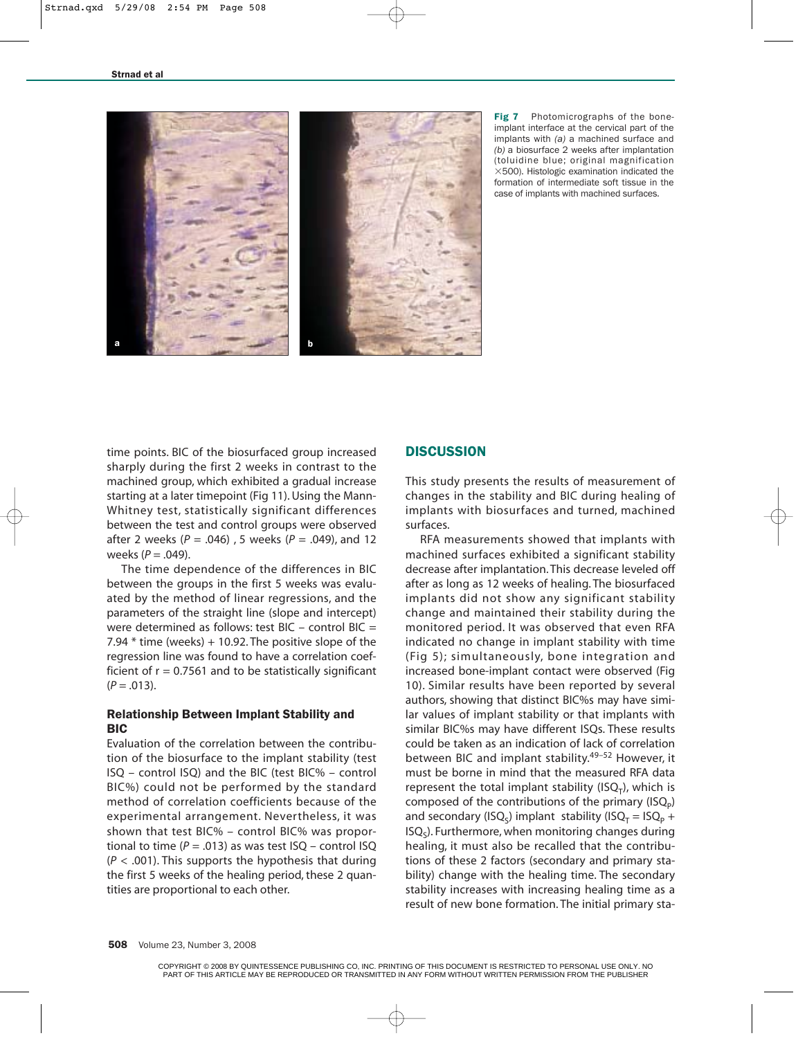Fig 7 Photomicrographs of the bone-implant interface at the cervical part of the implants with *(a)* a machined surface and *(b)* a biosurface 2 weeks after implantation (toluidine blue; original magnification ×500). Histologic examination indicated the formation of intermediate soft tissue in the case of implants with machined surfaces.

time points. BIC of the biosurfaced group increased sharply during the first 2 weeks in contrast to the machined group, which exhibited a gradual increase starting at a later timepoint (Fig 11). Using the Mann-Whitney test, statistically significant differences between the test and control groups were observed after 2 weeks ($P = .046$), 5 weeks ($P = .049$), and 12 weeks ($P = .049$).

The time dependence of the differences in BIC between the groups in the first 5 weeks was evaluated by the method of linear regressions, and the parameters of the straight line (slope and intercept) were determined as follows: test BIC – control BIC = 7.94 * time (weeks) + 10.92. The positive slope of the regression line was found to have a correlation coefficient of $r = 0.7561$ and to be statistically significant ($P = .013$).

### Relationship Between Implant Stability and BIC

Evaluation of the correlation between the contribution of the biosurface to the implant stability (test ISQ – control ISQ) and the BIC (test BIC% – control BIC%) could not be performed by the standard method of correlation coefficients because of the experimental arrangement. Nevertheless, it was shown that test BIC% – control BIC% was proportional to time ($P = .013$) as was test ISQ – control ISQ ($P < .001$). This supports the hypothesis that during the first 5 weeks of the healing period, these 2 quantities are proportional to each other.

## DISCUSSION

This study presents the results of measurement of changes in the stability and BIC during healing of implants with biosurfaces and turned, machined surfaces.

RFA measurements showed that implants with machined surfaces exhibited a significant stability decrease after implantation. This decrease leveled off after as long as 12 weeks of healing. The biosurfaced implants did not show any significant stability change and maintained their stability during the monitored period. It was observed that even RFA indicated no change in implant stability with time (Fig 5); simultaneously, bone integration and increased bone-implant contact were observed (Fig 10). Similar results have been reported by several authors, showing that distinct BIC%s may have similar values of implant stability or that implants with similar BIC%s may have different ISQs. These results could be taken as an indication of lack of correlation between BIC and implant stability.[49–52] However, it must be borne in mind that the measured RFA data represent the total implant stability ($ISQ_T$), which is composed of the contributions of the primary ($ISQ_P$) and secondary ($ISQ_S$) implant stability ($ISQ_T = ISQ_P + ISQ_S$). Furthermore, when monitoring changes during healing, it must also be recalled that the contributions of these 2 factors (secondary and primary stability) change with the healing time. The secondary stability increases with increasing healing time as a result of new bone formation. The initial primary sta-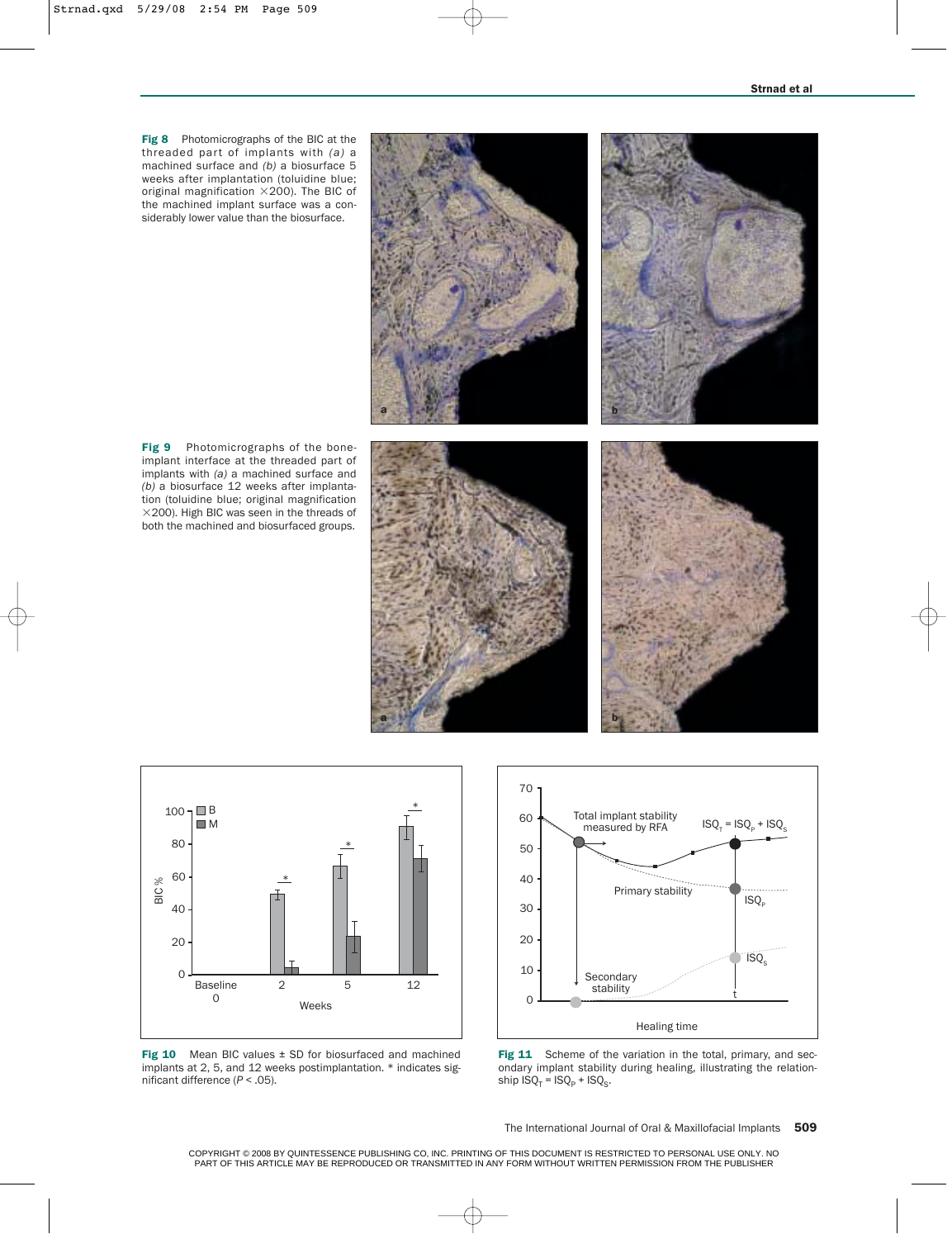**Fig 8** Photomicrographs of the BIC at the threaded part of implants with *(a)* a machined surface and *(b)* a biosurface 5 weeks after implantation (toluidine blue; original magnification ×200). The BIC of the machined implant surface was a considerably lower value than the biosurface.

**Fig 9** Photomicrographs of the bone-implant interface at the threaded part of implants with *(a)* a machined surface and *(b)* a biosurface 12 weeks after implantation (toluidine blue; original magnification ×200). High BIC was seen in the threads of both the machined and biosurfaced groups.

**Fig 10** Mean BIC values ± SD for biosurfaced and machined implants at 2, 5, and 12 weeks postimplantation. * indicates significant difference ($P < .05$).

**Fig 11** Scheme of the variation in the total, primary, and secondary implant stability during healing, illustrating the relationship $ISQ_T = ISQ_P + ISQ_S$.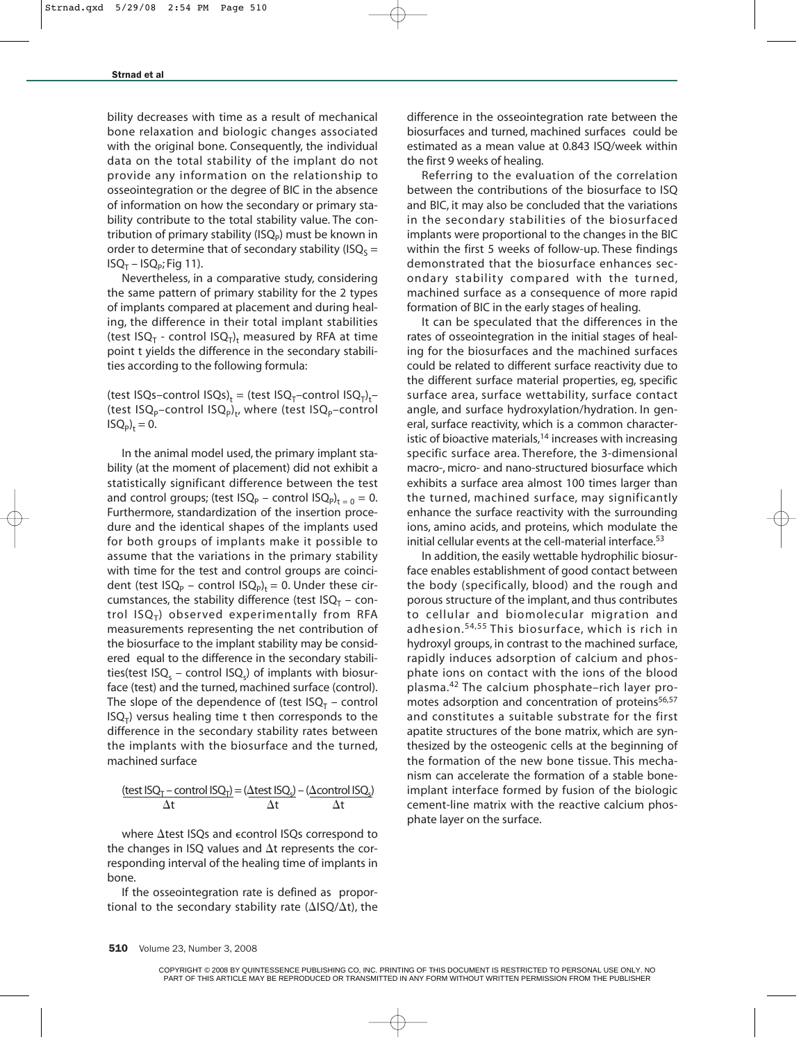bility decreases with time as a result of mechanical bone relaxation and biologic changes associated with the original bone. Consequently, the individual data on the total stability of the implant do not provide any information on the relationship to osseointegration or the degree of BIC in the absence of information on how the secondary or primary stability contribute to the total stability value. The contribution of primary stability ($ISQ_P$) must be known in order to determine that of secondary stability ($ISQ_S = ISQ_T - ISQ_P$; Fig 11).

Nevertheless, in a comparative study, considering the same pattern of primary stability for the 2 types of implants compared at placement and during healing, the difference in their total implant stabilities (test $ISQ_T$ - control $ISQ_T)_t$ measured by RFA at time point t yields the difference in the secondary stabilities according to the following formula:

(test ISQs–control ISQs)$_t$ = (test $ISQ_T$–control $ISQ_T)_t$– (test $ISQ_P$–control $ISQ_P)_t$, where (test $ISQ_P$–control $ISQ_P)_t = 0$.

In the animal model used, the primary implant stability (at the moment of placement) did not exhibit a statistically significant difference between the test and control groups; (test $ISQ_P$ – control $ISQ_P)_{t=0} = 0$. Furthermore, standardization of the insertion procedure and the identical shapes of the implants used for both groups of implants make it possible to assume that the variations in the primary stability with time for the test and control groups are coincident (test $ISQ_P$ – control $ISQ_P)_t = 0$. Under these circumstances, the stability difference (test $ISQ_T$ – control $ISQ_T$) observed experimentally from RFA measurements representing the net contribution of the biosurface to the implant stability may be considered equal to the difference in the secondary stabilities(test $ISQ_s$ – control $ISQ_s$) of implants with biosurface (test) and the turned, machined surface (control). The slope of the dependence of (test $ISQ_T$ – control $ISQ_T$) versus healing time t then corresponds to the difference in the secondary stability rates between the implants with the biosurface and the turned, machined surface

$$\frac{(\text{test } ISQ_T - \text{control } ISQ_T)}{\Delta t} = \frac{(\Delta \text{test } ISQ_s)}{\Delta t} - \frac{(\Delta \text{control } ISQ_s)}{\Delta t}$$

where Δtest ISQs and ϵcontrol ISQs correspond to the changes in ISQ values and Δt represents the corresponding interval of the healing time of implants in bone.

If the osseointegration rate is defined as proportional to the secondary stability rate (ΔISQ/Δt), the difference in the osseointegration rate between the biosurfaces and turned, machined surfaces could be estimated as a mean value at 0.843 ISQ/week within the first 9 weeks of healing.

Referring to the evaluation of the correlation between the contributions of the biosurface to ISQ and BIC, it may also be concluded that the variations in the secondary stabilities of the biosurfaced implants were proportional to the changes in the BIC within the first 5 weeks of follow-up. These findings demonstrated that the biosurface enhances secondary stability compared with the turned, machined surface as a consequence of more rapid formation of BIC in the early stages of healing.

It can be speculated that the differences in the rates of osseointegration in the initial stages of healing for the biosurfaces and the machined surfaces could be related to different surface reactivity due to the different surface material properties, eg, specific surface area, surface wettability, surface contact angle, and surface hydroxylation/hydration. In general, surface reactivity, which is a common characteristic of bioactive materials,[14] increases with increasing specific surface area. Therefore, the 3-dimensional macro-, micro- and nano-structured biosurface which exhibits a surface area almost 100 times larger than the turned, machined surface, may significantly enhance the surface reactivity with the surrounding ions, amino acids, and proteins, which modulate the initial cellular events at the cell-material interface.[53]

In addition, the easily wettable hydrophilic biosurface enables establishment of good contact between the body (specifically, blood) and the rough and porous structure of the implant, and thus contributes to cellular and biomolecular migration and adhesion.[54,55] This biosurface, which is rich in hydroxyl groups, in contrast to the machined surface, rapidly induces adsorption of calcium and phosphate ions on contact with the ions of the blood plasma.[42] The calcium phosphate–rich layer promotes adsorption and concentration of proteins[56,57] and constitutes a suitable substrate for the first apatite structures of the bone matrix, which are synthesized by the osteogenic cells at the beginning of the formation of the new bone tissue. This mechanism can accelerate the formation of a stable bone-implant interface formed by fusion of the biologic cement-line matrix with the reactive calcium phosphate layer on the surface.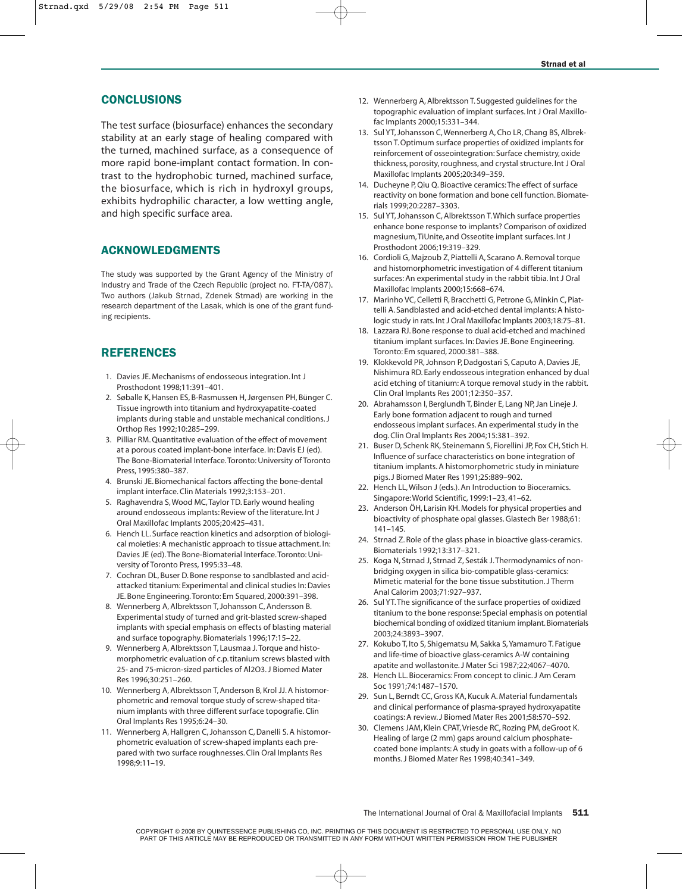## CONCLUSIONS

The test surface (biosurface) enhances the secondary stability at an early stage of healing compared with the turned, machined surface, as a consequence of more rapid bone-implant contact formation. In contrast to the hydrophobic turned, machined surface, the biosurface, which is rich in hydroxyl groups, exhibits hydrophilic character, a low wetting angle, and high specific surface area.

## ACKNOWLEDGMENTS

The study was supported by the Grant Agency of the Ministry of Industry and Trade of the Czech Republic (project no. FT-TA/087). Two authors (Jakub Strnad, Zdenek Strnad) are working in the research department of the Lasak, which is one of the grant funding recipients.

## REFERENCES

1. Davies JE. Mechanisms of endosseous integration. Int J Prosthodont 1998;11:391–401.
2. Søballe K, Hansen ES, B-Rasmussen H, Jørgensen PH, Bünger C. Tissue ingrowth into titanium and hydroxyapatite-coated implants during stable and unstable mechanical conditions. J Orthop Res 1992;10:285–299.
3. Pilliar RM. Quantitative evaluation of the effect of movement at a porous coated implant-bone interface. In: Davis EJ (ed). The Bone-Biomaterial Interface. Toronto: University of Toronto Press, 1995:380–387.
4. Brunski JE. Biomechanical factors affecting the bone-dental implant interface. Clin Materials 1992;3:153–201.
5. Raghavendra S, Wood MC, Taylor TD. Early wound healing around endosseous implants: Review of the literature. Int J Oral Maxillofac Implants 2005;20:425–431.
6. Hench LL. Surface reaction kinetics and adsorption of biological moieties: A mechanistic approach to tissue attachment. In: Davies JE (ed). The Bone-Biomaterial Interface. Toronto: University of Toronto Press, 1995:33–48.
7. Cochran DL, Buser D. Bone response to sandblasted and acid-attacked titanium: Experimental and clinical studies In: Davies JE. Bone Engineering. Toronto: Em Squared, 2000:391–398.
8. Wennerberg A, Albrektsson T, Johansson C, Andersson B. Experimental study of turned and grit-blasted screw-shaped implants with special emphasis on effects of blasting material and surface topography. Biomaterials 1996;17:15–22.
9. Wennerberg A, Albrektsson T, Lausmaa J. Torque and histomorphometric evaluation of c.p. titanium screws blasted with 25- and 75-micron-sized particles of Al2O3. J Biomed Mater Res 1996;30:251–260.
10. Wennerberg A, Albrektsson T, Anderson B, Krol JJ. A histomorphometric and removal torque study of screw-shaped titanium implants with three different surface topografie. Clin Oral Implants Res 1995;6:24–30.
11. Wennerberg A, Hallgren C, Johansson C, Danelli S. A histomorphometric evaluation of screw-shaped implants each prepared with two surface roughnesses. Clin Oral Implants Res 1998;9:11–19.
12. Wennerberg A, Albrektsson T. Suggested guidelines for the topographic evaluation of implant surfaces. Int J Oral Maxillofac Implants 2000;15:331–344.
13. Sul YT, Johansson C, Wennerberg A, Cho LR, Chang BS, Albrektsson T. Optimum surface properties of oxidized implants for reinforcement of osseointegration: Surface chemistry, oxide thickness, porosity, roughness, and crystal structure. Int J Oral Maxillofac Implants 2005;20:349–359.
14. Ducheyne P, Qiu Q. Bioactive ceramics: The effect of surface reactivity on bone formation and bone cell function. Biomaterials 1999;20:2287–3303.
15. Sul YT, Johansson C, Albrektsson T. Which surface properties enhance bone response to implants? Comparison of oxidized magnesium, TiUnite, and Osseotite implant surfaces. Int J Prosthodont 2006;19:319–329.
16. Cordioli G, Majzoub Z, Piattelli A, Scarano A. Removal torque and histomorphometric investigation of 4 different titanium surfaces: An experimental study in the rabbit tibia. Int J Oral Maxillofac Implants 2000;15:668–674.
17. Marinho VC, Celletti R, Bracchetti G, Petrone G, Minkin C, Piattelli A. Sandblasted and acid-etched dental implants: A histologic study in rats. Int J Oral Maxillofac Implants 2003;18:75–81.
18. Lazzara RJ. Bone response to dual acid-etched and machined titanium implant surfaces. In: Davies JE. Bone Engineering. Toronto: Em squared, 2000:381–388.
19. Klokkevold PR, Johnson P, Dadgostari S, Caputo A, Davies JE, Nishimura RD. Early endosseous integration enhanced by dual acid etching of titanium: A torque removal study in the rabbit. Clin Oral Implants Res 2001;12:350–357.
20. Abrahamsson I, Berglundh T, Binder E, Lang NP, Jan Lineje J. Early bone formation adjacent to rough and turned endosseous implant surfaces. An experimental study in the dog. Clin Oral Implants Res 2004;15:381–392.
21. Buser D, Schenk RK, Steinemann S, Fiorellini JP, Fox CH, Stich H. Influence of surface characteristics on bone integration of titanium implants. A histomorphometric study in miniature pigs. J Biomed Mater Res 1991;25:889–902.
22. Hench LL, Wilson J (eds.). An Introduction to Bioceramics. Singapore: World Scientific, 1999:1–23, 41–62.
23. Anderson ÖH, Larisin KH. Models for physical properties and bioactivity of phosphate opal glasses. Glastech Ber 1988;61:141–145.
24. Strnad Z. Role of the glass phase in bioactive glass-ceramics. Biomaterials 1992;13:317–321.
25. Koga N, Strnad J, Strnad Z, Sesták J. Thermodynamics of non-bridging oxygen in silica bio-compatible glass-ceramics: Mimetic material for the bone tissue substitution. J Therm Anal Calorim 2003;71:927–937.
26. Sul YT. The significance of the surface properties of oxidized titanium to the bone response: Special emphasis on potential biochemical bonding of oxidized titanium implant. Biomaterials 2003;24:3893–3907.
27. Kokubo T, Ito S, Shigematsu M, Sakka S, Yamamuro T. Fatigue and life-time of bioactive glass-ceramics A-W containing apatite and wollastonite. J Mater Sci 1987;22;4067–4070.
28. Hench LL. Bioceramics: From concept to clinic. J Am Ceram Soc 1991;74:1487–1570.
29. Sun L, Berndt CC, Gross KA, Kucuk A. Material fundamentals and clinical performance of plasma-sprayed hydroxyapatite coatings: A review. J Biomed Mater Res 2001;58:570–592.
30. Clemens JAM, Klein CPAT, Vriesde RC, Rozing PM, deGroot K. Healing of large (2 mm) gaps around calcium phosphate-coated bone implants: A study in goats with a follow-up of 6 months. J Biomed Mater Res 1998;40:341–349.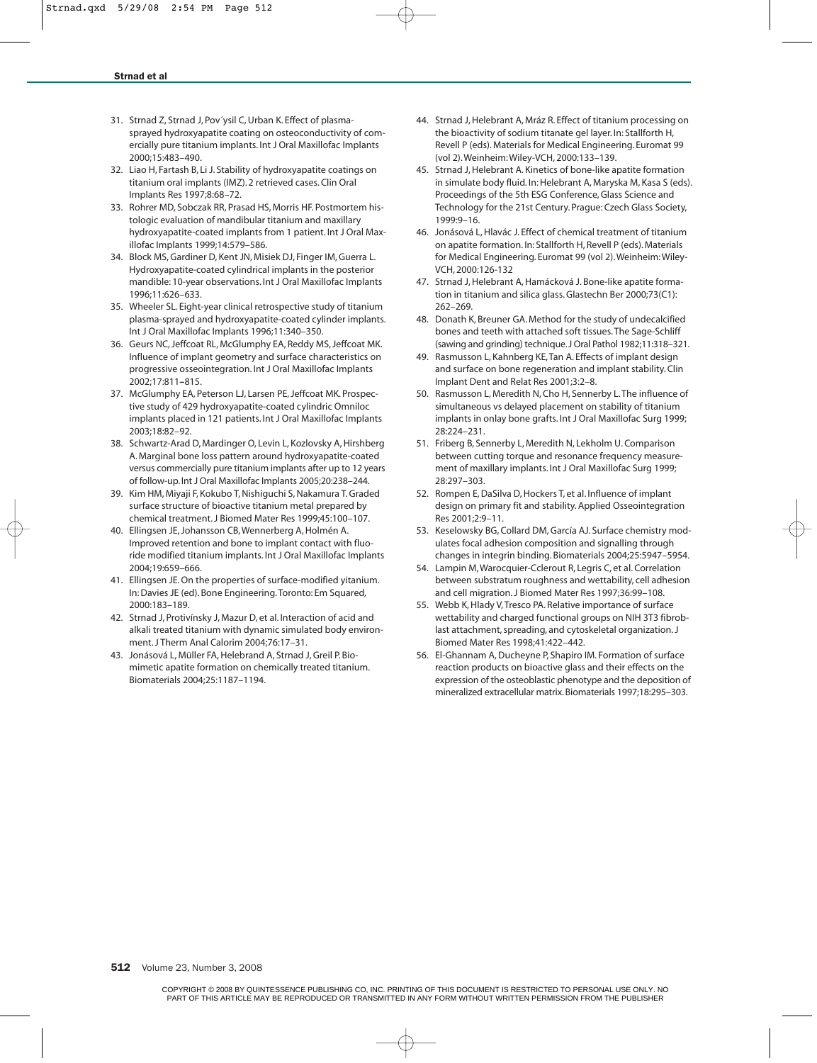31. Strnad Z, Strnad J, Pov´ysil C, Urban K. Effect of plasma-sprayed hydroxyapatite coating on osteoconductivity of commercially pure titanium implants. Int J Oral Maxillofac Implants 2000;15:483–490.
32. Liao H, Fartash B, Li J. Stability of hydroxyapatite coatings on titanium oral implants (IMZ). 2 retrieved cases. Clin Oral Implants Res 1997;8:68–72.
33. Rohrer MD, Sobczak RR, Prasad HS, Morris HF. Postmortem histologic evaluation of mandibular titanium and maxillary hydroxyapatite-coated implants from 1 patient. Int J Oral Maxillofac Implants 1999;14:579–586.
34. Block MS, Gardiner D, Kent JN, Misiek DJ, Finger IM, Guerra L. Hydroxyapatite-coated cylindrical implants in the posterior mandible: 10-year observations. Int J Oral Maxillofac Implants 1996;11:626–633.
35. Wheeler SL. Eight-year clinical retrospective study of titanium plasma-sprayed and hydroxyapatite-coated cylinder implants. Int J Oral Maxillofac Implants 1996;11:340–350.
36. Geurs NC, Jeffcoat RL, McGlumphy EA, Reddy MS, Jeffcoat MK. Influence of implant geometry and surface characteristics on progressive osseointegration. Int J Oral Maxillofac Implants 2002;17:811–815.
37. McGlumphy EA, Peterson LJ, Larsen PE, Jeffcoat MK. Prospective study of 429 hydroxyapatite-coated cylindric Omniloc implants placed in 121 patients. Int J Oral Maxillofac Implants 2003;18:82–92.
38. Schwartz-Arad D, Mardinger O, Levin L, Kozlovsky A, Hirshberg A. Marginal bone loss pattern around hydroxyapatite-coated versus commercially pure titanium implants after up to 12 years of follow-up. Int J Oral Maxillofac Implants 2005;20:238–244.
39. Kim HM, Miyaji F, Kokubo T, Nishiguchi S, Nakamura T. Graded surface structure of bioactive titanium metal prepared by chemical treatment. J Biomed Mater Res 1999;45:100–107.
40. Ellingsen JE, Johansson CB, Wennerberg A, Holmén A. Improved retention and bone to implant contact with fluoride modified titanium implants. Int J Oral Maxillofac Implants 2004;19:659–666.
41. Ellingsen JE. On the properties of surface-modified yitanium. In: Davies JE (ed). Bone Engineering. Toronto: Em Squared, 2000:183–189.
42. Strnad J, Protivínsky J, Mazur D, et al. Interaction of acid and alkali treated titanium with dynamic simulated body environment. J Therm Anal Calorim 2004;76:17–31.
43. Jonášová L, Müller FA, Helebrand A, Strnad J, Greil P. Biomimetic apatite formation on chemically treated titanium. Biomaterials 2004;25:1187–1194.
44. Strnad J, Helebrant A, Mráz R. Effect of titanium processing on the bioactivity of sodium titanate gel layer. In: Stallforth H, Revell P (eds). Materials for Medical Engineering. Euromat 99 (vol 2). Weinheim: Wiley-VCH, 2000:133–139.
45. Strnad J, Helebrant A. Kinetics of bone-like apatite formation in simulate body fluid. In: Helebrant A, Maryska M, Kasa S (eds). Proceedings of the 5th ESG Conference, Glass Science and Technology for the 21st Century. Prague: Czech Glass Society, 1999:9–16.
46. Jonásová L, Hlavác J. Effect of chemical treatment of titanium on apatite formation. In: Stallforth H, Revell P (eds). Materials for Medical Engineering. Euromat 99 (vol 2). Weinheim: Wiley-VCH, 2000:126-132
47. Strnad J, Helebrant A, Hamácková J. Bone-like apatite formation in titanium and silica glass. Glastechn Ber 2000;73(C1): 262–269.
48. Donath K, Breuner GA. Method for the study of undecalcified bones and teeth with attached soft tissues. The Sage-Schliff (sawing and grinding) technique. J Oral Pathol 1982;11:318–321.
49. Rasmusson L, Kahnberg KE, Tan A. Effects of implant design and surface on bone regeneration and implant stability. Clin Implant Dent and Relat Res 2001;3:2–8.
50. Rasmusson L, Meredith N, Cho H, Sennerby L. The influence of simultaneous vs delayed placement on stability of titanium implants in onlay bone grafts. Int J Oral Maxillofac Surg 1999; 28:224–231.
51. Friberg B, Sennerby L, Meredith N, Lekholm U. Comparison between cutting torque and resonance frequency measurement of maxillary implants. Int J Oral Maxillofac Surg 1999; 28:297–303.
52. Rompen E, DaSilva D, Hockers T, et al. Influence of implant design on primary fit and stability. Applied Osseointegration Res 2001;2:9–11.
53. Keselowsky BG, Collard DM, García AJ. Surface chemistry modulates focal adhesion composition and signalling through changes in integrin binding. Biomaterials 2004;25:5947–5954.
54. Lampin M, Warocquier-Cclerout R, Legris C, et al. Correlation between substratum roughness and wettability, cell adhesion and cell migration. J Biomed Mater Res 1997;36:99–108.
55. Webb K, Hlady V, Tresco PA. Relative importance of surface wettability and charged functional groups on NIH 3T3 fibroblast attachment, spreading, and cytoskeletal organization. J Biomed Mater Res 1998;41:422–442.
56. El-Ghannam A, Ducheyne P, Shapiro IM. Formation of surface reaction products on bioactive glass and their effects on the expression of the osteoblastic phenotype and the deposition of mineralized extracellular matrix. Biomaterials 1997;18:295–303.